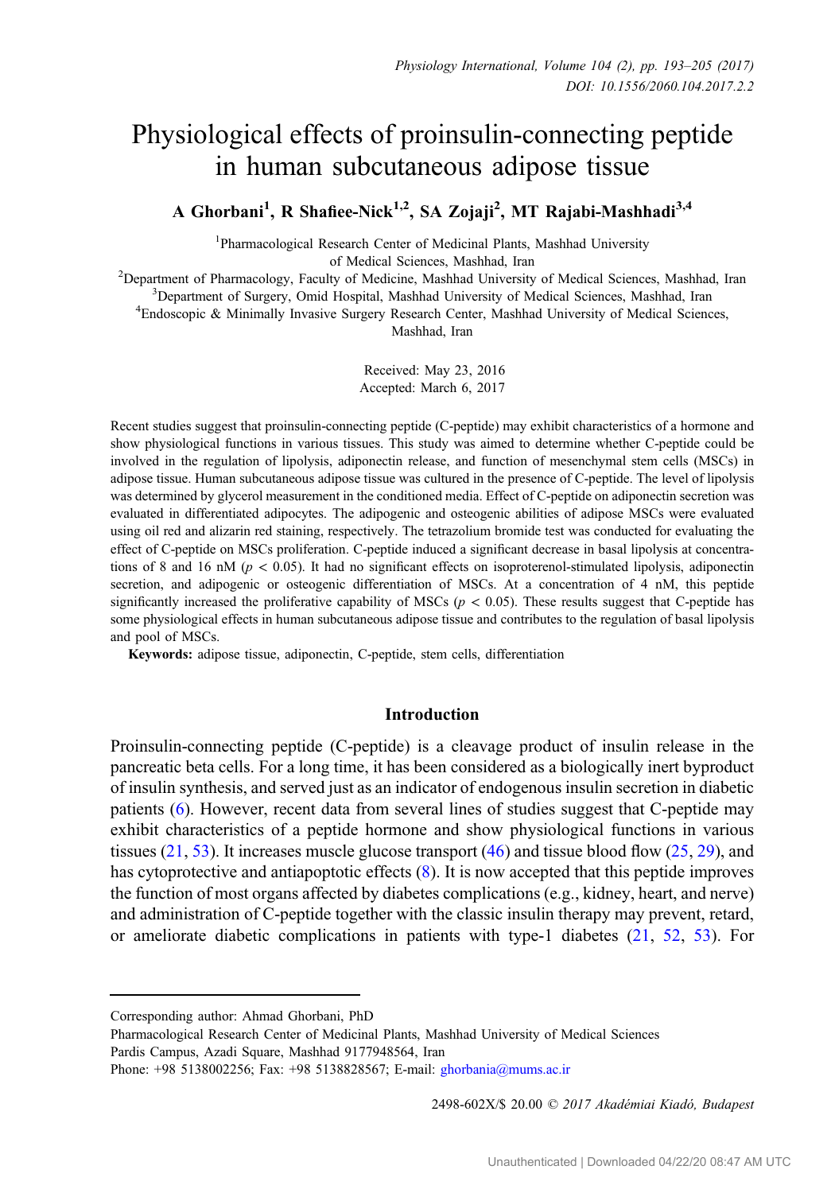# Physiological effects of proinsulin-connecting peptide in human subcutaneous adipose tissue

**A Ghorbani[1], R Shafiee-Nick[1,2], SA Zojaji[2], MT Rajabi-Mashhadi[3,4]**

[1]Pharmacological Research Center of Medicinal Plants, Mashhad University of Medical Sciences, Mashhad, Iran

[2]Department of Pharmacology, Faculty of Medicine, Mashhad University of Medical Sciences, Mashhad, Iran

[3]Department of Surgery, Omid Hospital, Mashhad University of Medical Sciences, Mashhad, Iran

[4]Endoscopic & Minimally Invasive Surgery Research Center, Mashhad University of Medical Sciences, Mashhad, Iran

Received: May 23, 2016
Accepted: March 6, 2017

Recent studies suggest that proinsulin-connecting peptide (C-peptide) may exhibit characteristics of a hormone and show physiological functions in various tissues. This study was aimed to determine whether C-peptide could be involved in the regulation of lipolysis, adiponectin release, and function of mesenchymal stem cells (MSCs) in adipose tissue. Human subcutaneous adipose tissue was cultured in the presence of C-peptide. The level of lipolysis was determined by glycerol measurement in the conditioned media. Effect of C-peptide on adiponectin secretion was evaluated in differentiated adipocytes. The adipogenic and osteogenic abilities of adipose MSCs were evaluated using oil red and alizarin red staining, respectively. The tetrazolium bromide test was conducted for evaluating the effect of C-peptide on MSCs proliferation. C-peptide induced a significant decrease in basal lipolysis at concentrations of 8 and 16 nM ($p < 0.05$). It had no significant effects on isoproterenol-stimulated lipolysis, adiponectin secretion, and adipogenic or osteogenic differentiation of MSCs. At a concentration of 4 nM, this peptide significantly increased the proliferative capability of MSCs ($p < 0.05$). These results suggest that C-peptide has some physiological effects in human subcutaneous adipose tissue and contributes to the regulation of basal lipolysis and pool of MSCs.

**Keywords:** adipose tissue, adiponectin, C-peptide, stem cells, differentiation

## Introduction

Proinsulin-connecting peptide (C-peptide) is a cleavage product of insulin release in the pancreatic beta cells. For a long time, it has been considered as a biologically inert byproduct of insulin synthesis, and served just as an indicator of endogenous insulin secretion in diabetic patients (6). However, recent data from several lines of studies suggest that C-peptide may exhibit characteristics of a peptide hormone and show physiological functions in various tissues (21, 53). It increases muscle glucose transport (46) and tissue blood flow (25, 29), and has cytoprotective and antiapoptotic effects (8). It is now accepted that this peptide improves the function of most organs affected by diabetes complications (e.g., kidney, heart, and nerve) and administration of C-peptide together with the classic insulin therapy may prevent, retard, or ameliorate diabetic complications in patients with type-1 diabetes (21, 52, 53). For

---

Corresponding author: Ahmad Ghorbani, PhD
Pharmacological Research Center of Medicinal Plants, Mashhad University of Medical Sciences
Pardis Campus, Azadi Square, Mashhad 9177948564, Iran
Phone: +98 5138002256; Fax: +98 5138828567; E-mail: ghorbania@mums.ac.ir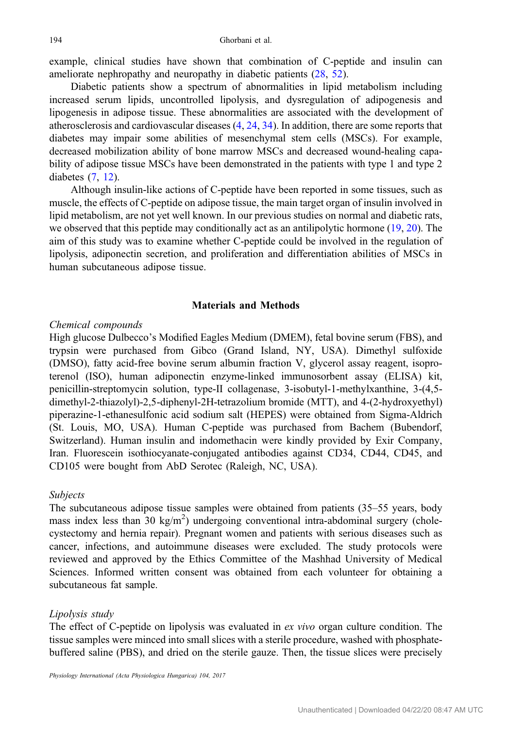example, clinical studies have shown that combination of C-peptide and insulin can ameliorate nephropathy and neuropathy in diabetic patients (28, 52).

Diabetic patients show a spectrum of abnormalities in lipid metabolism including increased serum lipids, uncontrolled lipolysis, and dysregulation of adipogenesis and lipogenesis in adipose tissue. These abnormalities are associated with the development of atherosclerosis and cardiovascular diseases (4, 24, 34). In addition, there are some reports that diabetes may impair some abilities of mesenchymal stem cells (MSCs). For example, decreased mobilization ability of bone marrow MSCs and decreased wound-healing capability of adipose tissue MSCs have been demonstrated in the patients with type 1 and type 2 diabetes (7, 12).

Although insulin-like actions of C-peptide have been reported in some tissues, such as muscle, the effects of C-peptide on adipose tissue, the main target organ of insulin involved in lipid metabolism, are not yet well known. In our previous studies on normal and diabetic rats, we observed that this peptide may conditionally act as an antilipolytic hormone (19, 20). The aim of this study was to examine whether C-peptide could be involved in the regulation of lipolysis, adiponectin secretion, and proliferation and differentiation abilities of MSCs in human subcutaneous adipose tissue.

## Materials and Methods

### *Chemical compounds*

High glucose Dulbecco's Modified Eagles Medium (DMEM), fetal bovine serum (FBS), and trypsin were purchased from Gibco (Grand Island, NY, USA). Dimethyl sulfoxide (DMSO), fatty acid-free bovine serum albumin fraction V, glycerol assay reagent, isoproterenol (ISO), human adiponectin enzyme-linked immunosorbent assay (ELISA) kit, penicillin-streptomycin solution, type-II collagenase, 3-isobutyl-1-methylxanthine, 3-(4,5-dimethyl-2-thiazolyl)-2,5-diphenyl-2H-tetrazolium bromide (MTT), and 4-(2-hydroxyethyl) piperazine-1-ethanesulfonic acid sodium salt (HEPES) were obtained from Sigma-Aldrich (St. Louis, MO, USA). Human C-peptide was purchased from Bachem (Bubendorf, Switzerland). Human insulin and indomethacin were kindly provided by Exir Company, Iran. Fluorescein isothiocyanate-conjugated antibodies against CD34, CD44, CD45, and CD105 were bought from AbD Serotec (Raleigh, NC, USA).

### *Subjects*

The subcutaneous adipose tissue samples were obtained from patients (35–55 years, body mass index less than 30 kg/m$^2$) undergoing conventional intra-abdominal surgery (cholecystectomy and hernia repair). Pregnant women and patients with serious diseases such as cancer, infections, and autoimmune diseases were excluded. The study protocols were reviewed and approved by the Ethics Committee of the Mashhad University of Medical Sciences. Informed written consent was obtained from each volunteer for obtaining a subcutaneous fat sample.

### *Lipolysis study*

The effect of C-peptide on lipolysis was evaluated in *ex vivo* organ culture condition. The tissue samples were minced into small slices with a sterile procedure, washed with phosphate-buffered saline (PBS), and dried on the sterile gauze. Then, the tissue slices were precisely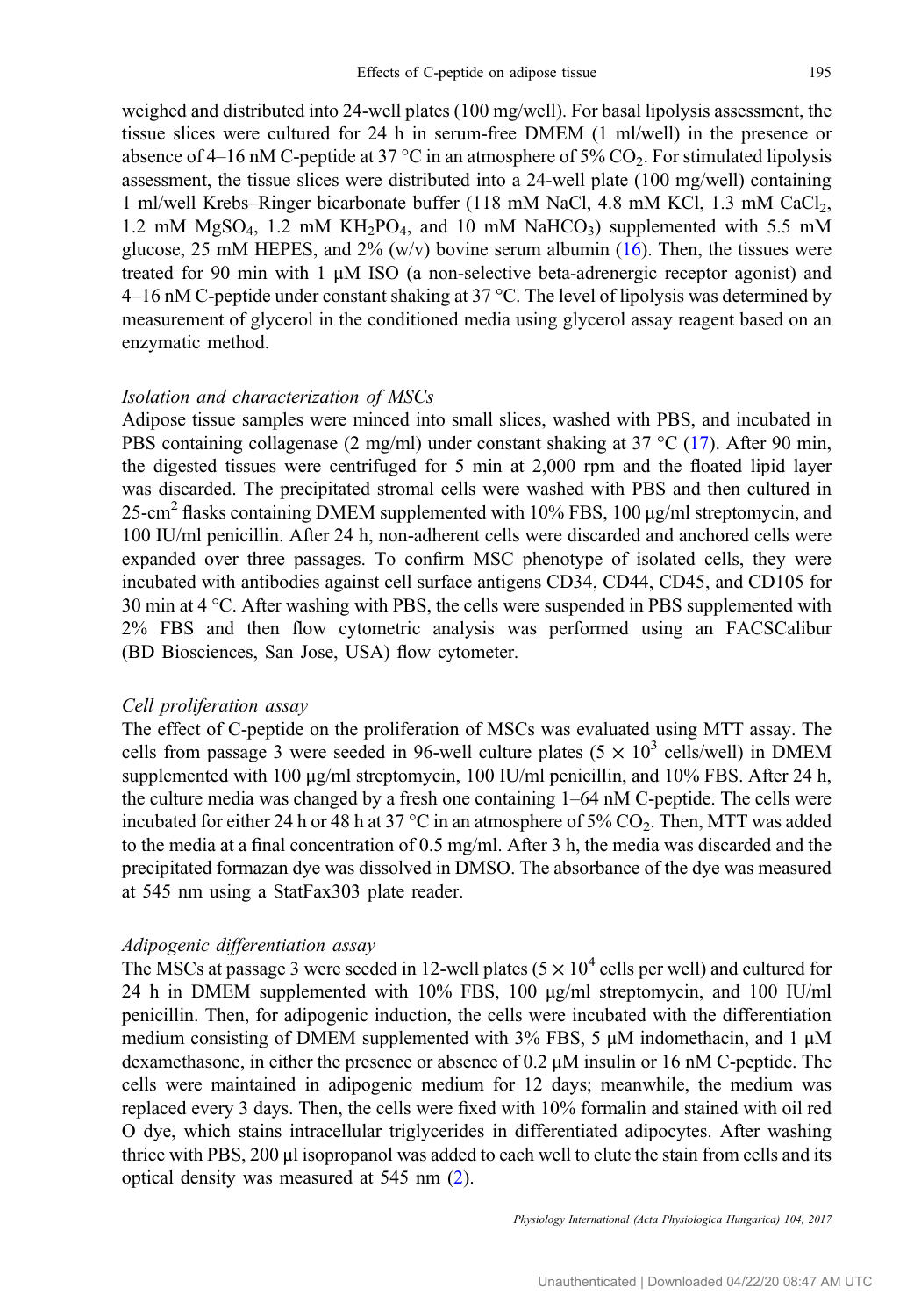weighed and distributed into 24-well plates (100 mg/well). For basal lipolysis assessment, the tissue slices were cultured for 24 h in serum-free DMEM (1 ml/well) in the presence or absence of 4–16 nM C-peptide at 37 °C in an atmosphere of 5% $CO_2$. For stimulated lipolysis assessment, the tissue slices were distributed into a 24-well plate (100 mg/well) containing 1 ml/well Krebs–Ringer bicarbonate buffer (118 mM NaCl, 4.8 mM KCl, 1.3 mM $CaCl_2$, 1.2 mM $MgSO_4$, 1.2 mM $KH_2PO_4$, and 10 mM $NaHCO_3$) supplemented with 5.5 mM glucose, 25 mM HEPES, and 2% (w/v) bovine serum albumin (16). Then, the tissues were treated for 90 min with 1 μM ISO (a non-selective beta-adrenergic receptor agonist) and 4–16 nM C-peptide under constant shaking at 37 °C. The level of lipolysis was determined by measurement of glycerol in the conditioned media using glycerol assay reagent based on an enzymatic method.

*Isolation and characterization of MSCs*

Adipose tissue samples were minced into small slices, washed with PBS, and incubated in PBS containing collagenase (2 mg/ml) under constant shaking at 37 °C (17). After 90 min, the digested tissues were centrifuged for 5 min at 2,000 rpm and the floated lipid layer was discarded. The precipitated stromal cells were washed with PBS and then cultured in 25-cm$^2$ flasks containing DMEM supplemented with 10% FBS, 100 μg/ml streptomycin, and 100 IU/ml penicillin. After 24 h, non-adherent cells were discarded and anchored cells were expanded over three passages. To confirm MSC phenotype of isolated cells, they were incubated with antibodies against cell surface antigens CD34, CD44, CD45, and CD105 for 30 min at 4 °C. After washing with PBS, the cells were suspended in PBS supplemented with 2% FBS and then flow cytometric analysis was performed using an FACSCalibur (BD Biosciences, San Jose, USA) flow cytometer.

*Cell proliferation assay*

The effect of C-peptide on the proliferation of MSCs was evaluated using MTT assay. The cells from passage 3 were seeded in 96-well culture plates ($5 \times 10^3$ cells/well) in DMEM supplemented with 100 μg/ml streptomycin, 100 IU/ml penicillin, and 10% FBS. After 24 h, the culture media was changed by a fresh one containing 1–64 nM C-peptide. The cells were incubated for either 24 h or 48 h at 37 °C in an atmosphere of 5% $CO_2$. Then, MTT was added to the media at a final concentration of 0.5 mg/ml. After 3 h, the media was discarded and the precipitated formazan dye was dissolved in DMSO. The absorbance of the dye was measured at 545 nm using a StatFax303 plate reader.

*Adipogenic differentiation assay*

The MSCs at passage 3 were seeded in 12-well plates ($5 \times 10^4$ cells per well) and cultured for 24 h in DMEM supplemented with 10% FBS, 100 μg/ml streptomycin, and 100 IU/ml penicillin. Then, for adipogenic induction, the cells were incubated with the differentiation medium consisting of DMEM supplemented with 3% FBS, 5 μM indomethacin, and 1 μM dexamethasone, in either the presence or absence of 0.2 μM insulin or 16 nM C-peptide. The cells were maintained in adipogenic medium for 12 days; meanwhile, the medium was replaced every 3 days. Then, the cells were fixed with 10% formalin and stained with oil red O dye, which stains intracellular triglycerides in differentiated adipocytes. After washing thrice with PBS, 200 μl isopropanol was added to each well to elute the stain from cells and its optical density was measured at 545 nm (2).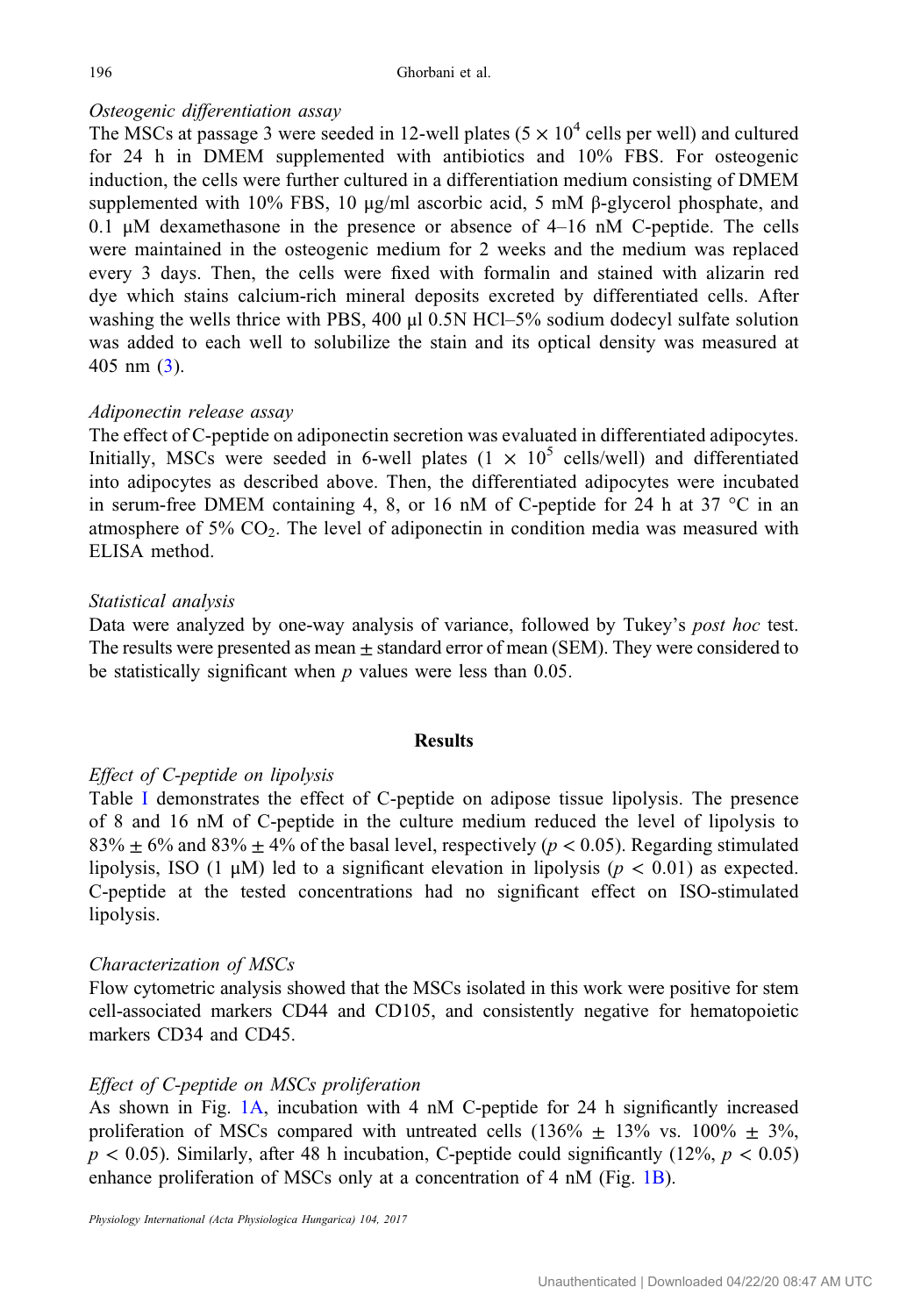### *Osteogenic differentiation assay*

The MSCs at passage 3 were seeded in 12-well plates ($5 \times 10^4$ cells per well) and cultured for 24 h in DMEM supplemented with antibiotics and 10% FBS. For osteogenic induction, the cells were further cultured in a differentiation medium consisting of DMEM supplemented with 10% FBS, 10 μg/ml ascorbic acid, 5 mM β-glycerol phosphate, and 0.1 μM dexamethasone in the presence or absence of 4–16 nM C-peptide. The cells were maintained in the osteogenic medium for 2 weeks and the medium was replaced every 3 days. Then, the cells were fixed with formalin and stained with alizarin red dye which stains calcium-rich mineral deposits excreted by differentiated cells. After washing the wells thrice with PBS, 400 μl 0.5N HCl–5% sodium dodecyl sulfate solution was added to each well to solubilize the stain and its optical density was measured at 405 nm (3).

### *Adiponectin release assay*

The effect of C-peptide on adiponectin secretion was evaluated in differentiated adipocytes. Initially, MSCs were seeded in 6-well plates ($1 \times 10^5$ cells/well) and differentiated into adipocytes as described above. Then, the differentiated adipocytes were incubated in serum-free DMEM containing 4, 8, or 16 nM of C-peptide for 24 h at 37 °C in an atmosphere of 5% $CO_2$. The level of adiponectin in condition media was measured with ELISA method.

### *Statistical analysis*

Data were analyzed by one-way analysis of variance, followed by Tukey's *post hoc* test. The results were presented as mean ± standard error of mean (SEM). They were considered to be statistically significant when $p$ values were less than 0.05.

## Results

### *Effect of C-peptide on lipolysis*

Table I demonstrates the effect of C-peptide on adipose tissue lipolysis. The presence of 8 and 16 nM of C-peptide in the culture medium reduced the level of lipolysis to 83% ± 6% and 83% ± 4% of the basal level, respectively ($p < 0.05$). Regarding stimulated lipolysis, ISO (1 μM) led to a significant elevation in lipolysis ($p < 0.01$) as expected. C-peptide at the tested concentrations had no significant effect on ISO-stimulated lipolysis.

### *Characterization of MSCs*

Flow cytometric analysis showed that the MSCs isolated in this work were positive for stem cell-associated markers CD44 and CD105, and consistently negative for hematopoietic markers CD34 and CD45.

### *Effect of C-peptide on MSCs proliferation*

As shown in Fig. 1A, incubation with 4 nM C-peptide for 24 h significantly increased proliferation of MSCs compared with untreated cells (136% ± 13% vs. 100% ± 3%, $p < 0.05$). Similarly, after 48 h incubation, C-peptide could significantly (12%, $p < 0.05$) enhance proliferation of MSCs only at a concentration of 4 nM (Fig. 1B).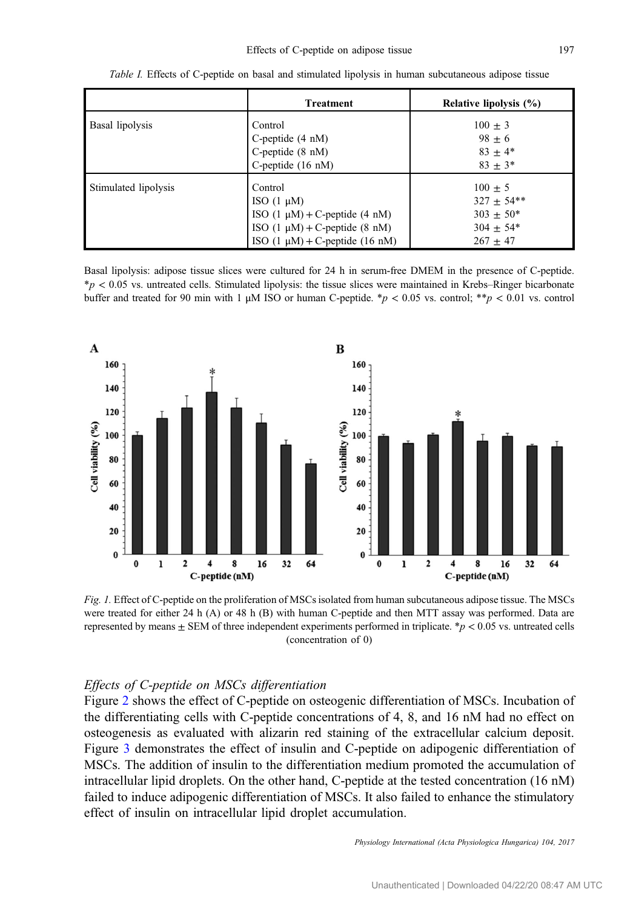*Table I.* Effects of C-peptide on basal and stimulated lipolysis in human subcutaneous adipose tissue

| | Treatment | Relative lipolysis (%) |
|---|---|---|
| Basal lipolysis | Control | 100 ± 3 |
| | C-peptide (4 nM) | 98 ± 6 |
| | C-peptide (8 nM) | 83 ± 4* |
| | C-peptide (16 nM) | 83 ± 3* |
| Stimulated lipolysis | Control | 100 ± 5 |
| | ISO (1 μM) | 327 ± 54** |
| | ISO (1 μM) + C-peptide (4 nM) | 303 ± 50* |
| | ISO (1 μM) + C-peptide (8 nM) | 304 ± 54* |
| | ISO (1 μM) + C-peptide (16 nM) | 267 ± 47 |

Basal lipolysis: adipose tissue slices were cultured for 24 h in serum-free DMEM in the presence of C-peptide. $*p < 0.05$ vs. untreated cells. Stimulated lipolysis: the tissue slices were maintained in Krebs–Ringer bicarbonate buffer and treated for 90 min with 1 μM ISO or human C-peptide. $*p < 0.05$ vs. control; $**p < 0.01$ vs. control

*Fig. 1.* Effect of C-peptide on the proliferation of MSCs isolated from human subcutaneous adipose tissue. The MSCs were treated for either 24 h (A) or 48 h (B) with human C-peptide and then MTT assay was performed. Data are represented by means ± SEM of three independent experiments performed in triplicate. $*p < 0.05$ vs. untreated cells (concentration of 0)

### *Effects of C-peptide on MSCs differentiation*

Figure 2 shows the effect of C-peptide on osteogenic differentiation of MSCs. Incubation of the differentiating cells with C-peptide concentrations of 4, 8, and 16 nM had no effect on osteogenesis as evaluated with alizarin red staining of the extracellular calcium deposit. Figure 3 demonstrates the effect of insulin and C-peptide on adipogenic differentiation of MSCs. The addition of insulin to the differentiation medium promoted the accumulation of intracellular lipid droplets. On the other hand, C-peptide at the tested concentration (16 nM) failed to induce adipogenic differentiation of MSCs. It also failed to enhance the stimulatory effect of insulin on intracellular lipid droplet accumulation.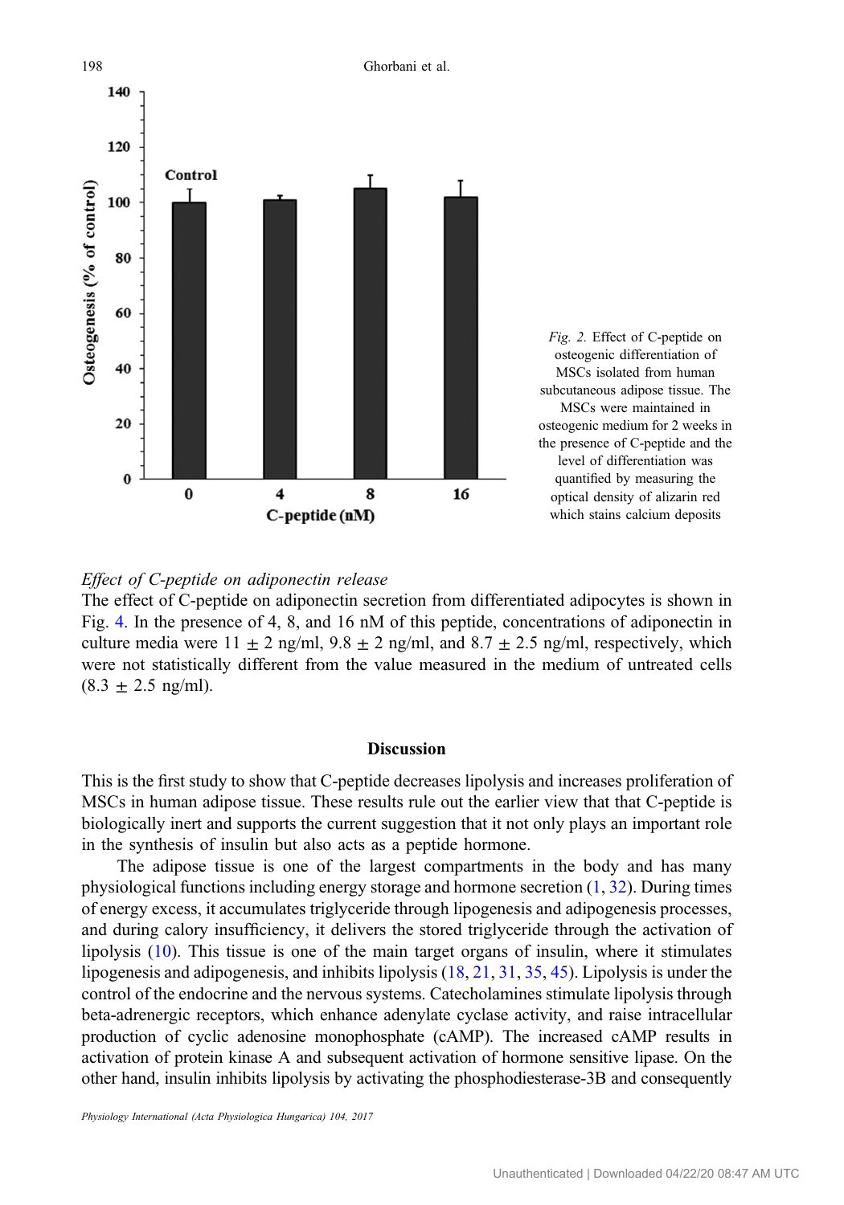*Fig. 2.* Effect of C-peptide on osteogenic differentiation of MSCs isolated from human subcutaneous adipose tissue. The MSCs were maintained in osteogenic medium for 2 weeks in the presence of C-peptide and the level of differentiation was quantified by measuring the optical density of alizarin red which stains calcium deposits

*Effect of C-peptide on adiponectin release*

The effect of C-peptide on adiponectin secretion from differentiated adipocytes is shown in Fig. 4. In the presence of 4, 8, and 16 nM of this peptide, concentrations of adiponectin in culture media were 11 ± 2 ng/ml, 9.8 ± 2 ng/ml, and 8.7 ± 2.5 ng/ml, respectively, which were not statistically different from the value measured in the medium of untreated cells (8.3 ± 2.5 ng/ml).

## Discussion

This is the first study to show that C-peptide decreases lipolysis and increases proliferation of MSCs in human adipose tissue. These results rule out the earlier view that that C-peptide is biologically inert and supports the current suggestion that it not only plays an important role in the synthesis of insulin but also acts as a peptide hormone.

The adipose tissue is one of the largest compartments in the body and has many physiological functions including energy storage and hormone secretion (1, 32). During times of energy excess, it accumulates triglyceride through lipogenesis and adipogenesis processes, and during calory insufficiency, it delivers the stored triglyceride through the activation of lipolysis (10). This tissue is one of the main target organs of insulin, where it stimulates lipogenesis and adipogenesis, and inhibits lipolysis (18, 21, 31, 35, 45). Lipolysis is under the control of the endocrine and the nervous systems. Catecholamines stimulate lipolysis through beta-adrenergic receptors, which enhance adenylate cyclase activity, and raise intracellular production of cyclic adenosine monophosphate (cAMP). The increased cAMP results in activation of protein kinase A and subsequent activation of hormone sensitive lipase. On the other hand, insulin inhibits lipolysis by activating the phosphodiesterase-3B and consequently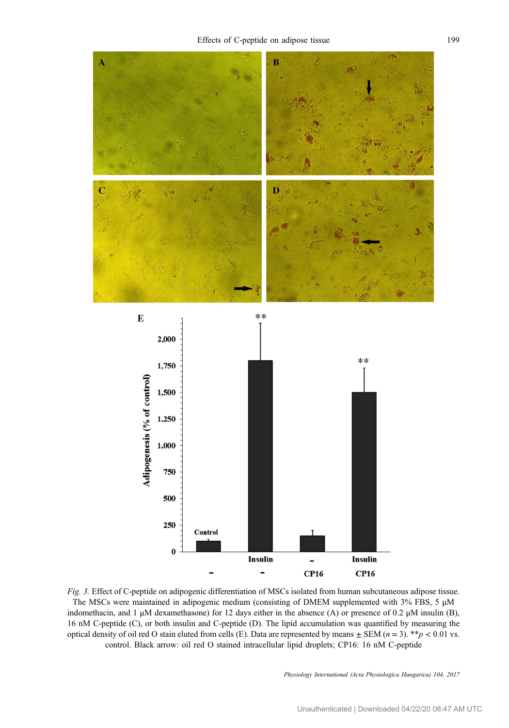*Fig. 3.* Effect of C-peptide on adipogenic differentiation of MSCs isolated from human subcutaneous adipose tissue. The MSCs were maintained in adipogenic medium (consisting of DMEM supplemented with 3% FBS, 5 μM indomethacin, and 1 μM dexamethasone) for 12 days either in the absence (A) or presence of 0.2 μM insulin (B), 16 nM C-peptide (C), or both insulin and C-peptide (D). The lipid accumulation was quantified by measuring the optical density of oil red O stain eluted from cells (E). Data are represented by means ± SEM ($n = 3$). $^{**}p < 0.01$ vs. control. Black arrow: oil red O stained intracellular lipid droplets; CP16: 16 nM C-peptide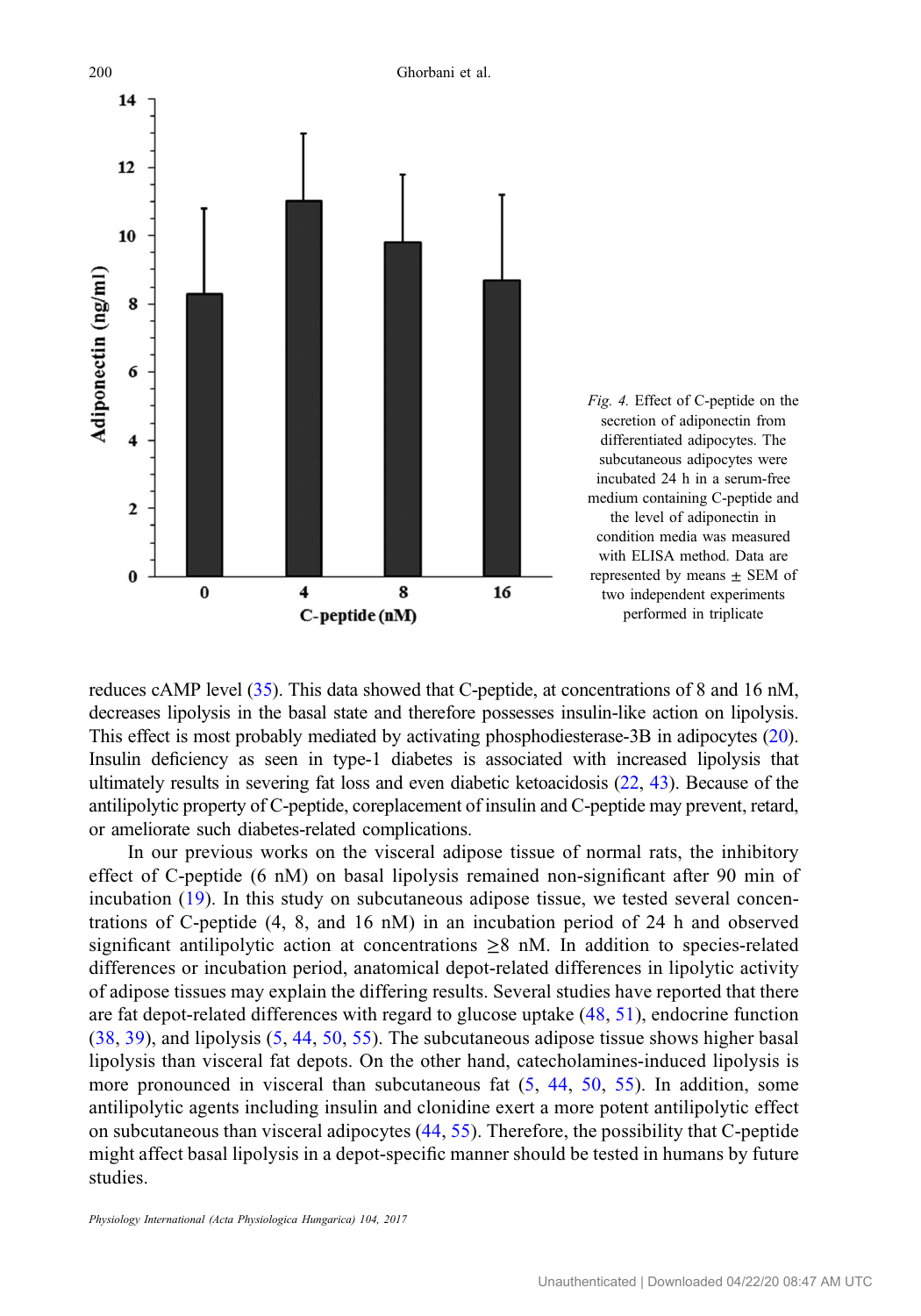*Fig. 4.* Effect of C-peptide on the secretion of adiponectin from differentiated adipocytes. The subcutaneous adipocytes were incubated 24 h in a serum-free medium containing C-peptide and the level of adiponectin in condition media was measured with ELISA method. Data are represented by means ± SEM of two independent experiments performed in triplicate

reduces cAMP level (35). This data showed that C-peptide, at concentrations of 8 and 16 nM, decreases lipolysis in the basal state and therefore possesses insulin-like action on lipolysis. This effect is most probably mediated by activating phosphodiesterase-3B in adipocytes (20). Insulin deficiency as seen in type-1 diabetes is associated with increased lipolysis that ultimately results in severing fat loss and even diabetic ketoacidosis (22, 43). Because of the antilipolytic property of C-peptide, coreplacement of insulin and C-peptide may prevent, retard, or ameliorate such diabetes-related complications.

In our previous works on the visceral adipose tissue of normal rats, the inhibitory effect of C-peptide (6 nM) on basal lipolysis remained non-significant after 90 min of incubation (19). In this study on subcutaneous adipose tissue, we tested several concentrations of C-peptide (4, 8, and 16 nM) in an incubation period of 24 h and observed significant antilipolytic action at concentrations ≥8 nM. In addition to species-related differences or incubation period, anatomical depot-related differences in lipolytic activity of adipose tissues may explain the differing results. Several studies have reported that there are fat depot-related differences with regard to glucose uptake (48, 51), endocrine function (38, 39), and lipolysis (5, 44, 50, 55). The subcutaneous adipose tissue shows higher basal lipolysis than visceral fat depots. On the other hand, catecholamines-induced lipolysis is more pronounced in visceral than subcutaneous fat (5, 44, 50, 55). In addition, some antilipolytic agents including insulin and clonidine exert a more potent antilipolytic effect on subcutaneous than visceral adipocytes (44, 55). Therefore, the possibility that C-peptide might affect basal lipolysis in a depot-specific manner should be tested in humans by future studies.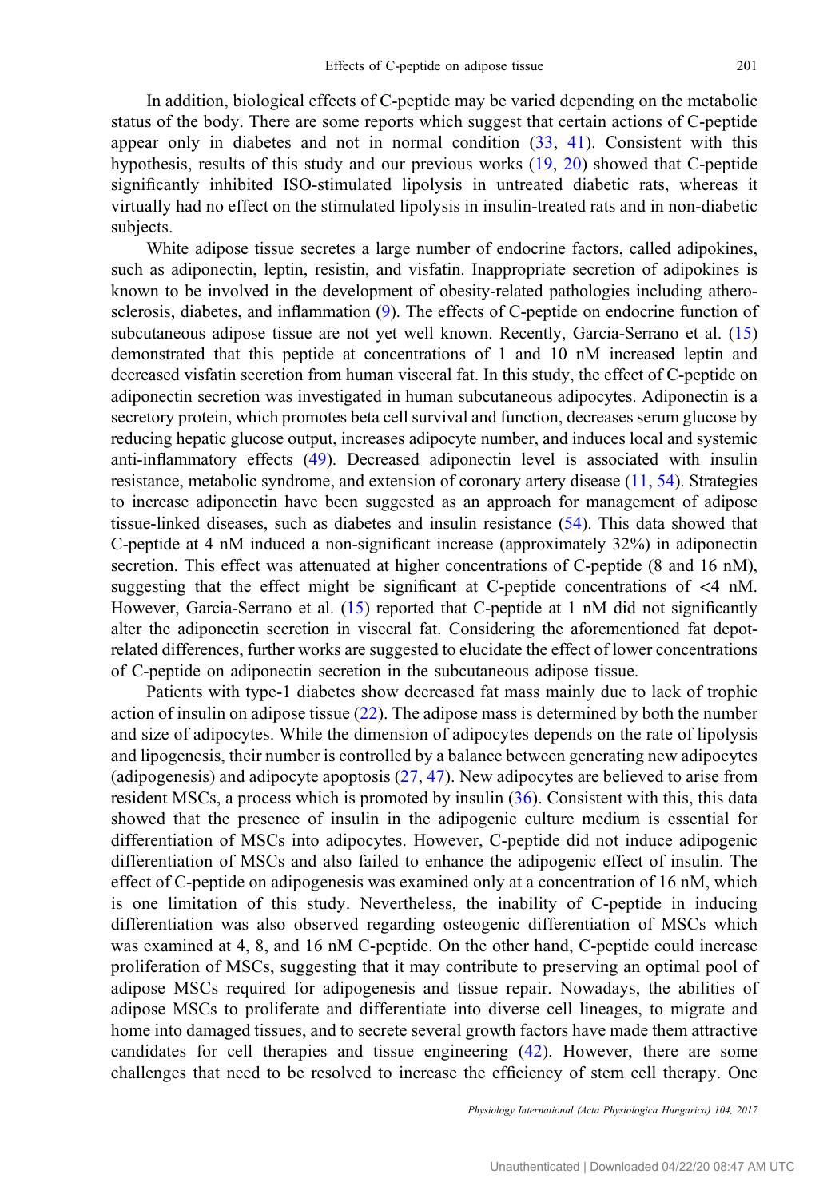In addition, biological effects of C-peptide may be varied depending on the metabolic status of the body. There are some reports which suggest that certain actions of C-peptide appear only in diabetes and not in normal condition (33, 41). Consistent with this hypothesis, results of this study and our previous works (19, 20) showed that C-peptide significantly inhibited ISO-stimulated lipolysis in untreated diabetic rats, whereas it virtually had no effect on the stimulated lipolysis in insulin-treated rats and in non-diabetic subjects.

White adipose tissue secretes a large number of endocrine factors, called adipokines, such as adiponectin, leptin, resistin, and visfatin. Inappropriate secretion of adipokines is known to be involved in the development of obesity-related pathologies including atherosclerosis, diabetes, and inflammation (9). The effects of C-peptide on endocrine function of subcutaneous adipose tissue are not yet well known. Recently, Garcia-Serrano et al. (15) demonstrated that this peptide at concentrations of 1 and 10 nM increased leptin and decreased visfatin secretion from human visceral fat. In this study, the effect of C-peptide on adiponectin secretion was investigated in human subcutaneous adipocytes. Adiponectin is a secretory protein, which promotes beta cell survival and function, decreases serum glucose by reducing hepatic glucose output, increases adipocyte number, and induces local and systemic anti-inflammatory effects (49). Decreased adiponectin level is associated with insulin resistance, metabolic syndrome, and extension of coronary artery disease (11, 54). Strategies to increase adiponectin have been suggested as an approach for management of adipose tissue-linked diseases, such as diabetes and insulin resistance (54). This data showed that C-peptide at 4 nM induced a non-significant increase (approximately 32%) in adiponectin secretion. This effect was attenuated at higher concentrations of C-peptide (8 and 16 nM), suggesting that the effect might be significant at C-peptide concentrations of <4 nM. However, Garcia-Serrano et al. (15) reported that C-peptide at 1 nM did not significantly alter the adiponectin secretion in visceral fat. Considering the aforementioned fat depot-related differences, further works are suggested to elucidate the effect of lower concentrations of C-peptide on adiponectin secretion in the subcutaneous adipose tissue.

Patients with type-1 diabetes show decreased fat mass mainly due to lack of trophic action of insulin on adipose tissue (22). The adipose mass is determined by both the number and size of adipocytes. While the dimension of adipocytes depends on the rate of lipolysis and lipogenesis, their number is controlled by a balance between generating new adipocytes (adipogenesis) and adipocyte apoptosis (27, 47). New adipocytes are believed to arise from resident MSCs, a process which is promoted by insulin (36). Consistent with this, this data showed that the presence of insulin in the adipogenic culture medium is essential for differentiation of MSCs into adipocytes. However, C-peptide did not induce adipogenic differentiation of MSCs and also failed to enhance the adipogenic effect of insulin. The effect of C-peptide on adipogenesis was examined only at a concentration of 16 nM, which is one limitation of this study. Nevertheless, the inability of C-peptide in inducing differentiation was also observed regarding osteogenic differentiation of MSCs which was examined at 4, 8, and 16 nM C-peptide. On the other hand, C-peptide could increase proliferation of MSCs, suggesting that it may contribute to preserving an optimal pool of adipose MSCs required for adipogenesis and tissue repair. Nowadays, the abilities of adipose MSCs to proliferate and differentiate into diverse cell lineages, to migrate and home into damaged tissues, and to secrete several growth factors have made them attractive candidates for cell therapies and tissue engineering (42). However, there are some challenges that need to be resolved to increase the efficiency of stem cell therapy. One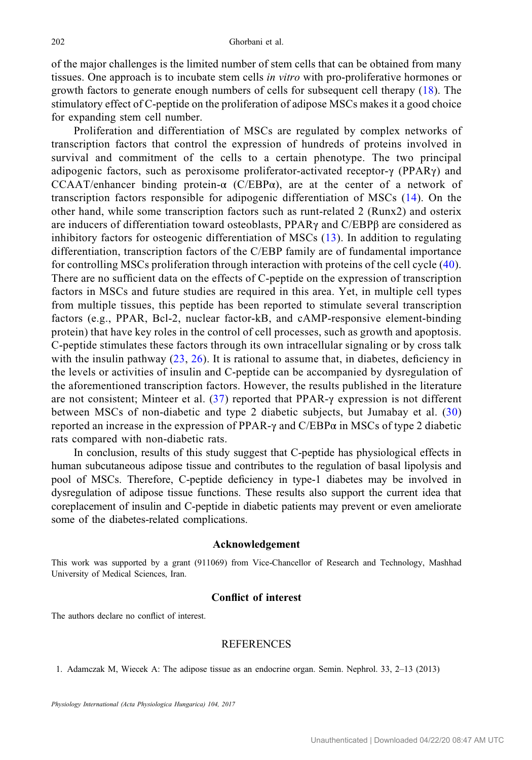of the major challenges is the limited number of stem cells that can be obtained from many tissues. One approach is to incubate stem cells *in vitro* with pro-proliferative hormones or growth factors to generate enough numbers of cells for subsequent cell therapy (18). The stimulatory effect of C-peptide on the proliferation of adipose MSCs makes it a good choice for expanding stem cell number.

Proliferation and differentiation of MSCs are regulated by complex networks of transcription factors that control the expression of hundreds of proteins involved in survival and commitment of the cells to a certain phenotype. The two principal adipogenic factors, such as peroxisome proliferator-activated receptor-γ (PPARγ) and CCAAT/enhancer binding protein-α (C/EBPα), are at the center of a network of transcription factors responsible for adipogenic differentiation of MSCs (14). On the other hand, while some transcription factors such as runt-related 2 (Runx2) and osterix are inducers of differentiation toward osteoblasts, PPARγ and C/EBPβ are considered as inhibitory factors for osteogenic differentiation of MSCs (13). In addition to regulating differentiation, transcription factors of the C/EBP family are of fundamental importance for controlling MSCs proliferation through interaction with proteins of the cell cycle (40). There are no sufficient data on the effects of C-peptide on the expression of transcription factors in MSCs and future studies are required in this area. Yet, in multiple cell types from multiple tissues, this peptide has been reported to stimulate several transcription factors (e.g., PPAR, Bcl-2, nuclear factor-kB, and cAMP-responsive element-binding protein) that have key roles in the control of cell processes, such as growth and apoptosis. C-peptide stimulates these factors through its own intracellular signaling or by cross talk with the insulin pathway (23, 26). It is rational to assume that, in diabetes, deficiency in the levels or activities of insulin and C-peptide can be accompanied by dysregulation of the aforementioned transcription factors. However, the results published in the literature are not consistent; Minteer et al. (37) reported that PPAR-γ expression is not different between MSCs of non-diabetic and type 2 diabetic subjects, but Jumabay et al. (30) reported an increase in the expression of PPAR-γ and C/EBPα in MSCs of type 2 diabetic rats compared with non-diabetic rats.

In conclusion, results of this study suggest that C-peptide has physiological effects in human subcutaneous adipose tissue and contributes to the regulation of basal lipolysis and pool of MSCs. Therefore, C-peptide deficiency in type-1 diabetes may be involved in dysregulation of adipose tissue functions. These results also support the current idea that coreplacement of insulin and C-peptide in diabetic patients may prevent or even ameliorate some of the diabetes-related complications.

## Acknowledgement

This work was supported by a grant (911069) from Vice-Chancellor of Research and Technology, Mashhad University of Medical Sciences, Iran.

## Conflict of interest

The authors declare no conflict of interest.

## REFERENCES

1. Adamczak M, Wiecek A: The adipose tissue as an endocrine organ. Semin. Nephrol. 33, 2–13 (2013)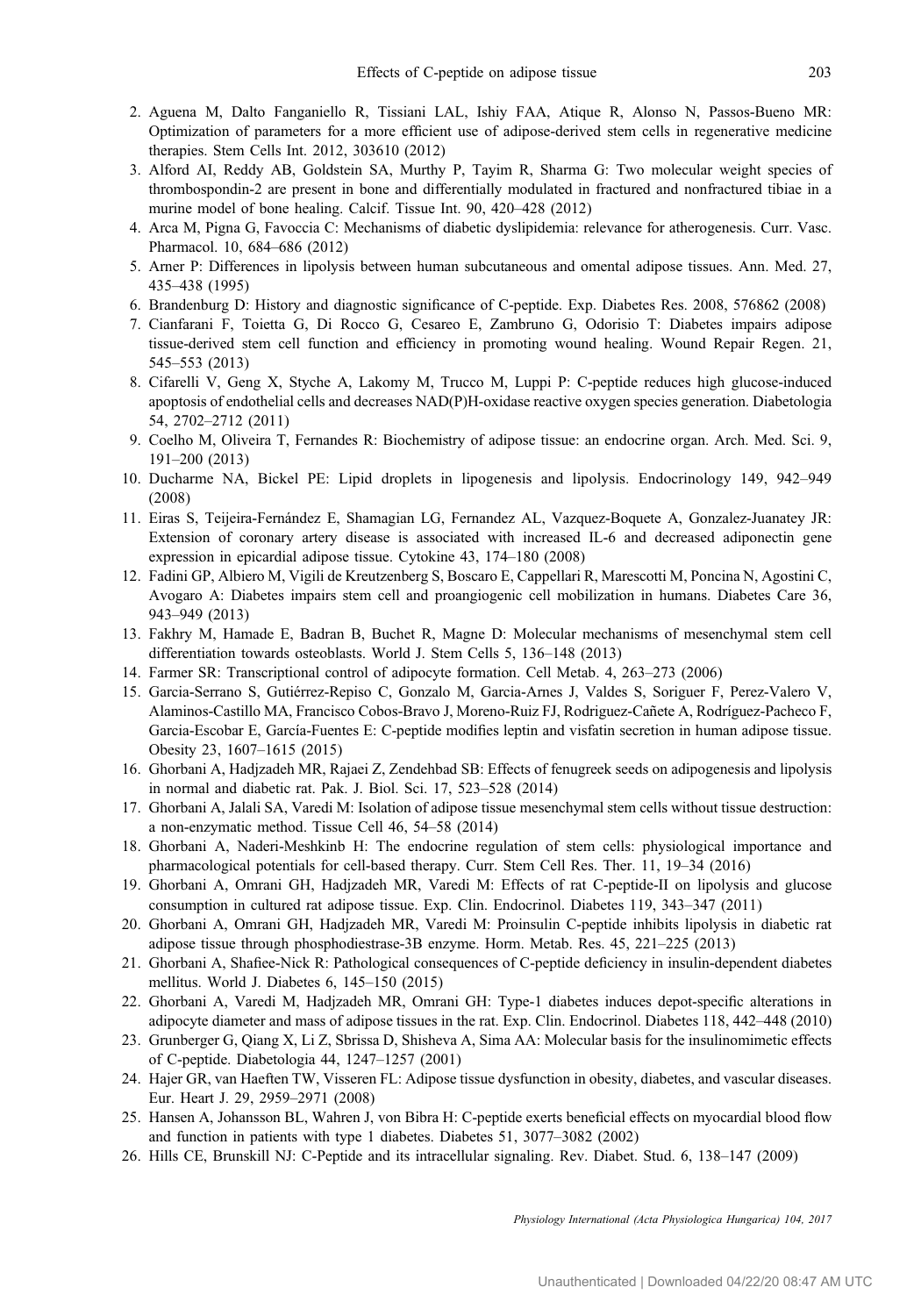2. Aguena M, Dalto Fanganiello R, Tissiani LAL, Ishiy FAA, Atique R, Alonso N, Passos-Bueno MR: Optimization of parameters for a more efficient use of adipose-derived stem cells in regenerative medicine therapies. Stem Cells Int. 2012, 303610 (2012)
3. Alford AI, Reddy AB, Goldstein SA, Murthy P, Tayim R, Sharma G: Two molecular weight species of thrombospondin-2 are present in bone and differentially modulated in fractured and nonfractured tibiae in a murine model of bone healing. Calcif. Tissue Int. 90, 420–428 (2012)
4. Arca M, Pigna G, Favoccia C: Mechanisms of diabetic dyslipidemia: relevance for atherogenesis. Curr. Vasc. Pharmacol. 10, 684–686 (2012)
5. Arner P: Differences in lipolysis between human subcutaneous and omental adipose tissues. Ann. Med. 27, 435–438 (1995)
6. Brandenburg D: History and diagnostic significance of C-peptide. Exp. Diabetes Res. 2008, 576862 (2008)
7. Cianfarani F, Toietta G, Di Rocco G, Cesareo E, Zambruno G, Odorisio T: Diabetes impairs adipose tissue-derived stem cell function and efficiency in promoting wound healing. Wound Repair Regen. 21, 545–553 (2013)
8. Cifarelli V, Geng X, Styche A, Lakomy M, Trucco M, Luppi P: C-peptide reduces high glucose-induced apoptosis of endothelial cells and decreases NAD(P)H-oxidase reactive oxygen species generation. Diabetologia 54, 2702–2712 (2011)
9. Coelho M, Oliveira T, Fernandes R: Biochemistry of adipose tissue: an endocrine organ. Arch. Med. Sci. 9, 191–200 (2013)
10. Ducharme NA, Bickel PE: Lipid droplets in lipogenesis and lipolysis. Endocrinology 149, 942–949 (2008)
11. Eiras S, Teijeira-Fernández E, Shamagian LG, Fernandez AL, Vazquez-Boquete A, Gonzalez-Juanatey JR: Extension of coronary artery disease is associated with increased IL-6 and decreased adiponectin gene expression in epicardial adipose tissue. Cytokine 43, 174–180 (2008)
12. Fadini GP, Albiero M, Vigili de Kreutzenberg S, Boscaro E, Cappellari R, Marescotti M, Poncina N, Agostini C, Avogaro A: Diabetes impairs stem cell and proangiogenic cell mobilization in humans. Diabetes Care 36, 943–949 (2013)
13. Fakhry M, Hamade E, Badran B, Buchet R, Magne D: Molecular mechanisms of mesenchymal stem cell differentiation towards osteoblasts. World J. Stem Cells 5, 136–148 (2013)
14. Farmer SR: Transcriptional control of adipocyte formation. Cell Metab. 4, 263–273 (2006)
15. Garcia-Serrano S, Gutiérrez-Repiso C, Gonzalo M, Garcia-Arnes J, Valdes S, Soriguer F, Perez-Valero V, Alaminos-Castillo MA, Francisco Cobos-Bravo J, Moreno-Ruiz FJ, Rodriguez-Cañete A, Rodríguez-Pacheco F, Garcia-Escobar E, García-Fuentes E: C-peptide modifies leptin and visfatin secretion in human adipose tissue. Obesity 23, 1607–1615 (2015)
16. Ghorbani A, Hadjzadeh MR, Rajaei Z, Zendehbad SB: Effects of fenugreek seeds on adipogenesis and lipolysis in normal and diabetic rat. Pak. J. Biol. Sci. 17, 523–528 (2014)
17. Ghorbani A, Jalali SA, Varedi M: Isolation of adipose tissue mesenchymal stem cells without tissue destruction: a non-enzymatic method. Tissue Cell 46, 54–58 (2014)
18. Ghorbani A, Naderi-Meshkinb H: The endocrine regulation of stem cells: physiological importance and pharmacological potentials for cell-based therapy. Curr. Stem Cell Res. Ther. 11, 19–34 (2016)
19. Ghorbani A, Omrani GH, Hadjzadeh MR, Varedi M: Effects of rat C-peptide-II on lipolysis and glucose consumption in cultured rat adipose tissue. Exp. Clin. Endocrinol. Diabetes 119, 343–347 (2011)
20. Ghorbani A, Omrani GH, Hadjzadeh MR, Varedi M: Proinsulin C-peptide inhibits lipolysis in diabetic rat adipose tissue through phosphodiestrase-3B enzyme. Horm. Metab. Res. 45, 221–225 (2013)
21. Ghorbani A, Shafiee-Nick R: Pathological consequences of C-peptide deficiency in insulin-dependent diabetes mellitus. World J. Diabetes 6, 145–150 (2015)
22. Ghorbani A, Varedi M, Hadjzadeh MR, Omrani GH: Type-1 diabetes induces depot-specific alterations in adipocyte diameter and mass of adipose tissues in the rat. Exp. Clin. Endocrinol. Diabetes 118, 442–448 (2010)
23. Grunberger G, Qiang X, Li Z, Sbrissa D, Shisheva A, Sima AA: Molecular basis for the insulinomimetic effects of C-peptide. Diabetologia 44, 1247–1257 (2001)
24. Hajer GR, van Haeften TW, Visseren FL: Adipose tissue dysfunction in obesity, diabetes, and vascular diseases. Eur. Heart J. 29, 2959–2971 (2008)
25. Hansen A, Johansson BL, Wahren J, von Bibra H: C-peptide exerts beneficial effects on myocardial blood flow and function in patients with type 1 diabetes. Diabetes 51, 3077–3082 (2002)
26. Hills CE, Brunskill NJ: C-Peptide and its intracellular signaling. Rev. Diabet. Stud. 6, 138–147 (2009)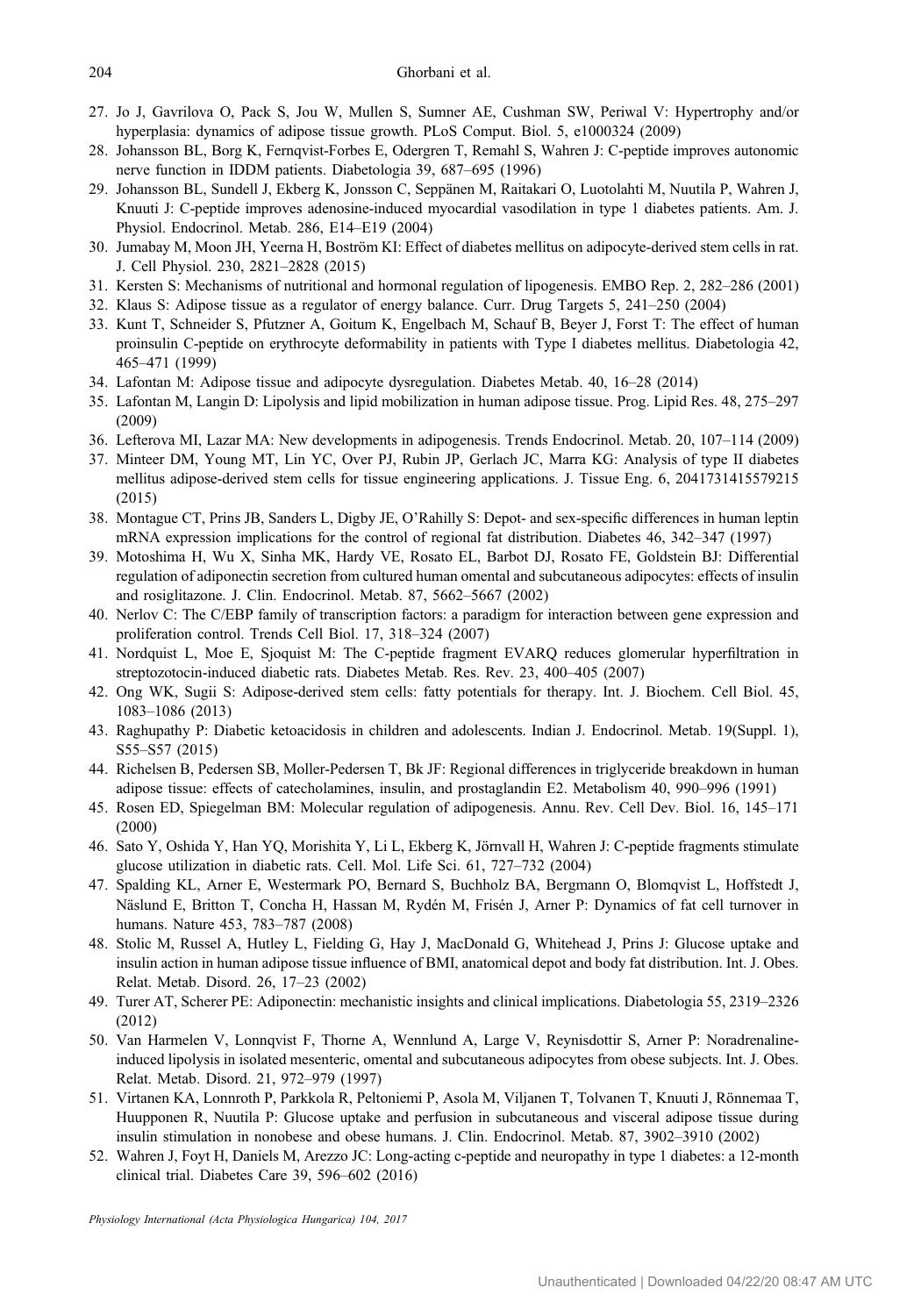27. Jo J, Gavrilova O, Pack S, Jou W, Mullen S, Sumner AE, Cushman SW, Periwal V: Hypertrophy and/or hyperplasia: dynamics of adipose tissue growth. PLoS Comput. Biol. 5, e1000324 (2009)
28. Johansson BL, Borg K, Fernqvist-Forbes E, Odergren T, Remahl S, Wahren J: C-peptide improves autonomic nerve function in IDDM patients. Diabetologia 39, 687–695 (1996)
29. Johansson BL, Sundell J, Ekberg K, Jonsson C, Seppänen M, Raitakari O, Luotolahti M, Nuutila P, Wahren J, Knuuti J: C-peptide improves adenosine-induced myocardial vasodilation in type 1 diabetes patients. Am. J. Physiol. Endocrinol. Metab. 286, E14–E19 (2004)
30. Jumabay M, Moon JH, Yeerna H, Boström KI: Effect of diabetes mellitus on adipocyte-derived stem cells in rat. J. Cell Physiol. 230, 2821–2828 (2015)
31. Kersten S: Mechanisms of nutritional and hormonal regulation of lipogenesis. EMBO Rep. 2, 282–286 (2001)
32. Klaus S: Adipose tissue as a regulator of energy balance. Curr. Drug Targets 5, 241–250 (2004)
33. Kunt T, Schneider S, Pfutzner A, Goitum K, Engelbach M, Schauf B, Beyer J, Forst T: The effect of human proinsulin C-peptide on erythrocyte deformability in patients with Type I diabetes mellitus. Diabetologia 42, 465–471 (1999)
34. Lafontan M: Adipose tissue and adipocyte dysregulation. Diabetes Metab. 40, 16–28 (2014)
35. Lafontan M, Langin D: Lipolysis and lipid mobilization in human adipose tissue. Prog. Lipid Res. 48, 275–297 (2009)
36. Lefterova MI, Lazar MA: New developments in adipogenesis. Trends Endocrinol. Metab. 20, 107–114 (2009)
37. Minteer DM, Young MT, Lin YC, Over PJ, Rubin JP, Gerlach JC, Marra KG: Analysis of type II diabetes mellitus adipose-derived stem cells for tissue engineering applications. J. Tissue Eng. 6, 2041731415579215 (2015)
38. Montague CT, Prins JB, Sanders L, Digby JE, O'Rahilly S: Depot- and sex-specific differences in human leptin mRNA expression implications for the control of regional fat distribution. Diabetes 46, 342–347 (1997)
39. Motoshima H, Wu X, Sinha MK, Hardy VE, Rosato EL, Barbot DJ, Rosato FE, Goldstein BJ: Differential regulation of adiponectin secretion from cultured human omental and subcutaneous adipocytes: effects of insulin and rosiglitazone. J. Clin. Endocrinol. Metab. 87, 5662–5667 (2002)
40. Nerlov C: The C/EBP family of transcription factors: a paradigm for interaction between gene expression and proliferation control. Trends Cell Biol. 17, 318–324 (2007)
41. Nordquist L, Moe E, Sjoquist M: The C-peptide fragment EVARQ reduces glomerular hyperfiltration in streptozotocin-induced diabetic rats. Diabetes Metab. Res. Rev. 23, 400–405 (2007)
42. Ong WK, Sugii S: Adipose-derived stem cells: fatty potentials for therapy. Int. J. Biochem. Cell Biol. 45, 1083–1086 (2013)
43. Raghupathy P: Diabetic ketoacidosis in children and adolescents. Indian J. Endocrinol. Metab. 19(Suppl. 1), S55–S57 (2015)
44. Richelsen B, Pedersen SB, Moller-Pedersen T, Bk JF: Regional differences in triglyceride breakdown in human adipose tissue: effects of catecholamines, insulin, and prostaglandin E2. Metabolism 40, 990–996 (1991)
45. Rosen ED, Spiegelman BM: Molecular regulation of adipogenesis. Annu. Rev. Cell Dev. Biol. 16, 145–171 (2000)
46. Sato Y, Oshida Y, Han YQ, Morishita Y, Li L, Ekberg K, Jörnvall H, Wahren J: C-peptide fragments stimulate glucose utilization in diabetic rats. Cell. Mol. Life Sci. 61, 727–732 (2004)
47. Spalding KL, Arner E, Westermark PO, Bernard S, Buchholz BA, Bergmann O, Blomqvist L, Hoffstedt J, Näslund E, Britton T, Concha H, Hassan M, Rydén M, Frisén J, Arner P: Dynamics of fat cell turnover in humans. Nature 453, 783–787 (2008)
48. Stolic M, Russel A, Hutley L, Fielding G, Hay J, MacDonald G, Whitehead J, Prins J: Glucose uptake and insulin action in human adipose tissue influence of BMI, anatomical depot and body fat distribution. Int. J. Obes. Relat. Metab. Disord. 26, 17–23 (2002)
49. Turer AT, Scherer PE: Adiponectin: mechanistic insights and clinical implications. Diabetologia 55, 2319–2326 (2012)
50. Van Harmelen V, Lonnqvist F, Thorne A, Wennlund A, Large V, Reynisdottir S, Arner P: Noradrenaline-induced lipolysis in isolated mesenteric, omental and subcutaneous adipocytes from obese subjects. Int. J. Obes. Relat. Metab. Disord. 21, 972–979 (1997)
51. Virtanen KA, Lonnroth P, Parkkola R, Peltoniemi P, Asola M, Viljanen T, Tolvanen T, Knuuti J, Rönnemaa T, Huupponen R, Nuutila P: Glucose uptake and perfusion in subcutaneous and visceral adipose tissue during insulin stimulation in nonobese and obese humans. J. Clin. Endocrinol. Metab. 87, 3902–3910 (2002)
52. Wahren J, Foyt H, Daniels M, Arezzo JC: Long-acting c-peptide and neuropathy in type 1 diabetes: a 12-month clinical trial. Diabetes Care 39, 596–602 (2016)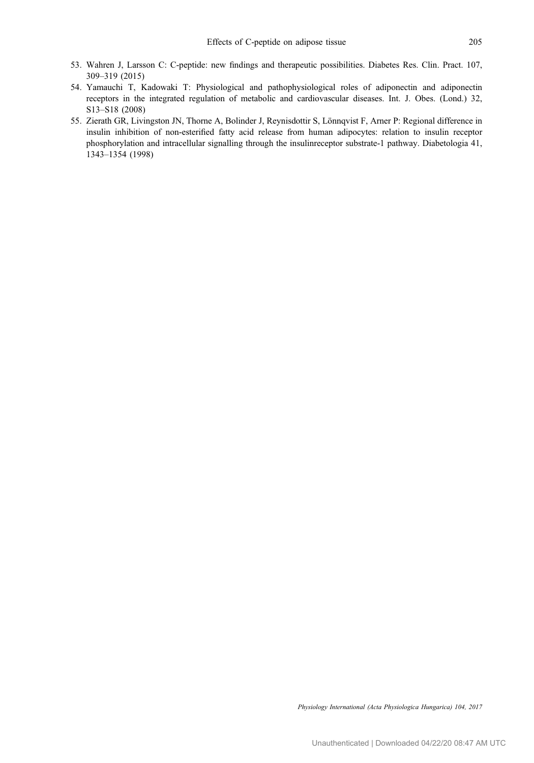53. Wahren J, Larsson C: C-peptide: new findings and therapeutic possibilities. Diabetes Res. Clin. Pract. 107, 309–319 (2015)
54. Yamauchi T, Kadowaki T: Physiological and pathophysiological roles of adiponectin and adiponectin receptors in the integrated regulation of metabolic and cardiovascular diseases. Int. J. Obes. (Lond.) 32, S13–S18 (2008)
55. Zierath GR, Livingston JN, Thorne A, Bolinder J, Reynisdottir S, Lönnqvist F, Arner P: Regional difference in insulin inhibition of non-esterified fatty acid release from human adipocytes: relation to insulin receptor phosphorylation and intracellular signalling through the insulinreceptor substrate-1 pathway. Diabetologia 41, 1343–1354 (1998)